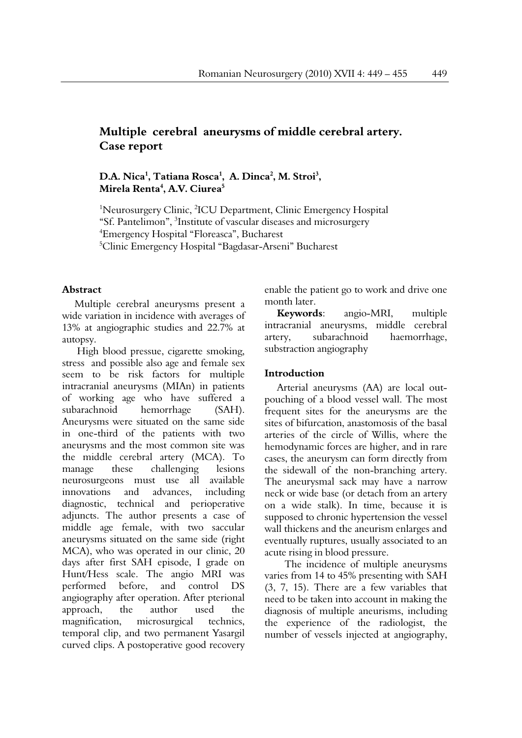# Multiple cerebral aneurysms of middle cerebral artery. Case report

**D.A. Nica[1], Tatiana Rosca[1], A. Dinca[2], M. Stroi[3], Mirela Renta[4], A.V. Ciurea[5]**

[1]Neurosurgery Clinic, [2]ICU Department, Clinic Emergency Hospital "Sf. Pantelimon", [3]Institute of vascular diseases and microsurgery
[4]Emergency Hospital "Floreasca", Bucharest
[5]Clinic Emergency Hospital "Bagdasar-Arseni" Bucharest

## Abstract

Multiple cerebral aneurysms present a wide variation in incidence with averages of 13% at angiographic studies and 22.7% at autopsy.

High blood pressue, cigarette smoking, stress and possible also age and female sex seem to be risk factors for multiple intracranial aneurysms (MIAn) in patients of working age who have suffered a subarachnoid hemorrhage (SAH). Aneurysms were situated on the same side in one-third of the patients with two aneurysms and the most common site was the middle cerebral artery (MCA). To manage these challenging lesions neurosurgeons must use all available innovations and advances, including diagnostic, technical and perioperative adjuncts. The author presents a case of middle age female, with two saccular aneurysms situated on the same side (right MCA), who was operated in our clinic, 20 days after first SAH episode, I grade on Hunt/Hess scale. The angio MRI was performed before, and control DS angiography after operation. After pterional approach, the author used the magnification, microsurgical technics, temporal clip, and two permanent Yasargil curved clips. A postoperative good recovery enable the patient go to work and drive one month later.

**Keywords**: angio-MRI, multiple intracranial aneurysms, middle cerebral artery, subarachnoid haemorrhage, substraction angiography

## Introduction

Arterial aneurysms (AA) are local out-pouching of a blood vessel wall. The most frequent sites for the aneurysms are the sites of bifurcation, anastomosis of the basal arteries of the circle of Willis, where the hemodynamic forces are higher, and in rare cases, the aneurysm can form directly from the sidewall of the non-branching artery. The aneurysmal sack may have a narrow neck or wide base (or detach from an artery on a wide stalk). In time, because it is supposed to chronic hypertension the vessel wall thickens and the aneurism enlarges and eventually ruptures, usually associated to an acute rising in blood pressure.

The incidence of multiple aneurysms varies from 14 to 45% presenting with SAH (3, 7, 15). There are a few variables that need to be taken into account in making the diagnosis of multiple aneurisms, including the experience of the radiologist, the number of vessels injected at angiography,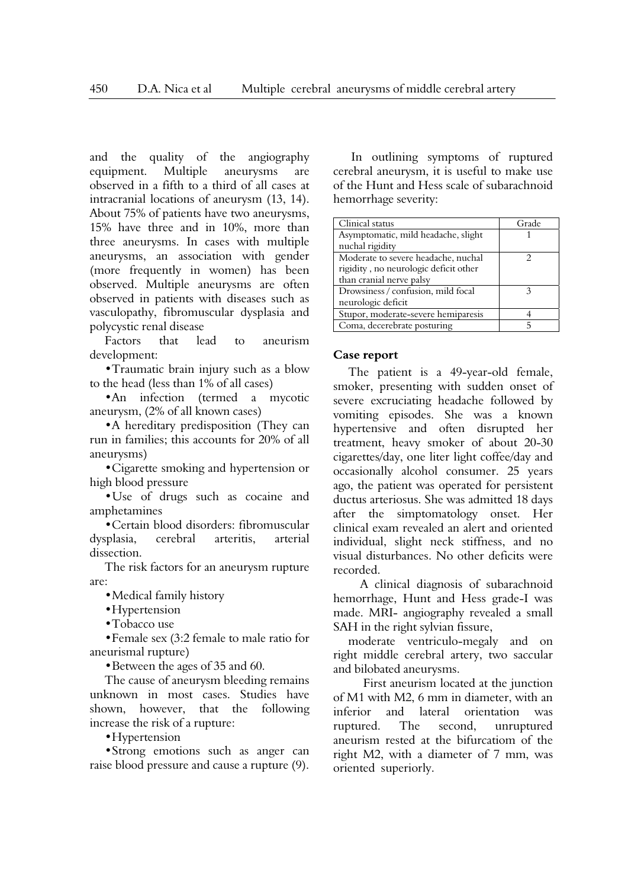and the quality of the angiography equipment. Multiple aneurysms are observed in a fifth to a third of all cases at intracranial locations of aneurysm (13, 14). About 75% of patients have two aneurysms, 15% have three and in 10%, more than three aneurysms. In cases with multiple aneurysms, an association with gender (more frequently in women) has been observed. Multiple aneurysms are often observed in patients with diseases such as vasculopathy, fibromuscular dysplasia and polycystic renal disease

Factors that lead to aneurism development:

• Traumatic brain injury such as a blow to the head (less than 1% of all cases)

• An infection (termed a mycotic aneurysm, (2% of all known cases)

• A hereditary predisposition (They can run in families; this accounts for 20% of all aneurysms)

• Cigarette smoking and hypertension or high blood pressure

• Use of drugs such as cocaine and amphetamines

• Certain blood disorders: fibromuscular dysplasia, cerebral arteritis, arterial dissection.

The risk factors for an aneurysm rupture are:

• Medical family history

• Hypertension

• Tobacco use

• Female sex (3:2 female to male ratio for aneurismal rupture)

• Between the ages of 35 and 60.

The cause of aneurysm bleeding remains unknown in most cases. Studies have shown, however, that the following increase the risk of a rupture:

• Hypertension

• Strong emotions such as anger can raise blood pressure and cause a rupture (9).

In outlining symptoms of ruptured cerebral aneurysm, it is useful to make use of the Hunt and Hess scale of subarachnoid hemorrhage severity:

| Clinical status | Grade |
|---|---|
| Asymptomatic, mild headache, slight nuchal rigidity | 1 |
| Moderate to severe headache, nuchal rigidity , no neurologic deficit other than cranial nerve palsy | 2 |
| Drowsiness / confusion, mild focal neurologic deficit | 3 |
| Stupor, moderate-severe hemiparesis | 4 |
| Coma, decerebrate posturing | 5 |

**Case report**

The patient is a 49-year-old female, smoker, presenting with sudden onset of severe excruciating headache followed by vomiting episodes. She was a known hypertensive and often disrupted her treatment, heavy smoker of about 20-30 cigarettes/day, one liter light coffee/day and occasionally alcohol consumer. 25 years ago, the patient was operated for persistent ductus arteriosus. She was admitted 18 days after the simptomatology onset. Her clinical exam revealed an alert and oriented individual, slight neck stiffness, and no visual disturbances. No other deficits were recorded.

A clinical diagnosis of subarachnoid hemorrhage, Hunt and Hess grade-I was made. MRI- angiography revealed a small SAH in the right sylvian fissure,

moderate ventriculo-megaly and on right middle cerebral artery, two saccular and bilobated aneurysms.

First aneurism located at the junction of M1 with M2, 6 mm in diameter, with an inferior and lateral orientation was ruptured. The second, unruptured aneurism rested at the bifurcatiom of the right M2, with a diameter of 7 mm, was oriented superiorly.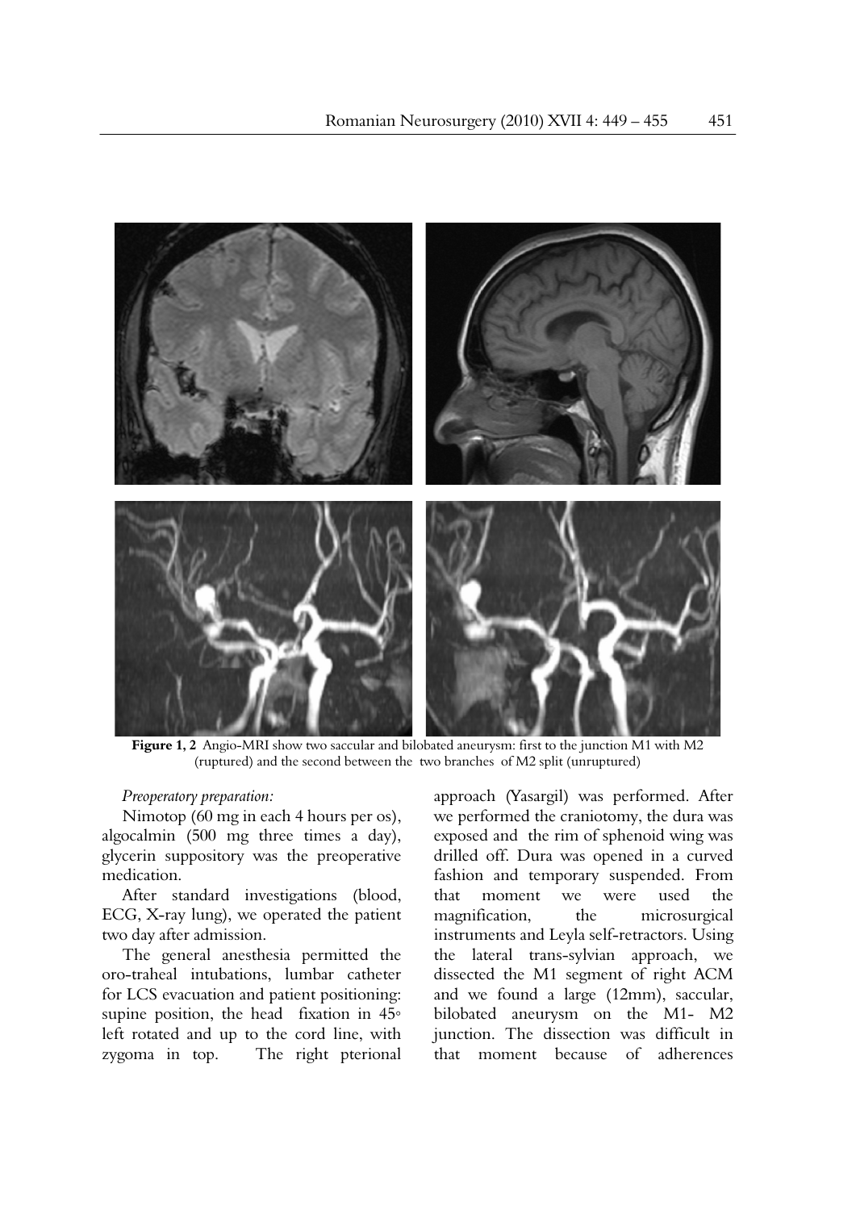**Figure 1, 2** Angio-MRI show two saccular and bilobated aneurysm: first to the junction M1 with M2 (ruptured) and the second between the two branches of M2 split (unruptured)

*Preoperatory preparation:*

Nimotop (60 mg in each 4 hours per os), algocalmin (500 mg three times a day), glycerin suppository was the preoperative medication.

After standard investigations (blood, ECG, X-ray lung), we operated the patient two day after admission.

The general anesthesia permitted the oro-traheal intubations, lumbar catheter for LCS evacuation and patient positioning: supine position, the head fixation in 45◦ left rotated and up to the cord line, with zygoma in top. The right pterional approach (Yasargil) was performed. After we performed the craniotomy, the dura was exposed and the rim of sphenoid wing was drilled off. Dura was opened in a curved fashion and temporary suspended. From that moment we were used the magnification, the microsurgical instruments and Leyla self-retractors. Using the lateral trans-sylvian approach, we dissected the M1 segment of right ACM and we found a large (12mm), saccular, bilobated aneurysm on the M1- M2 junction. The dissection was difficult in that moment because of adherences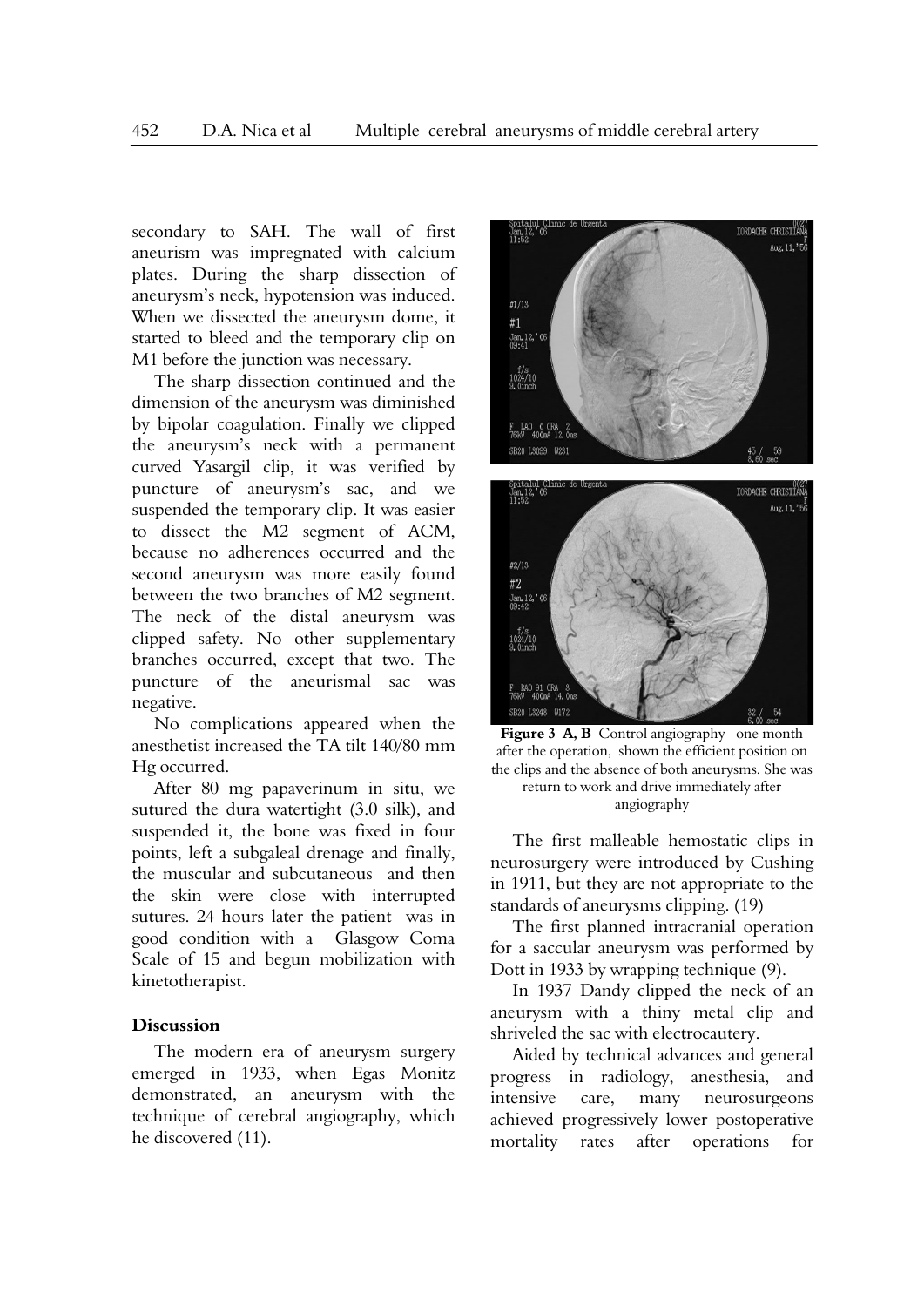secondary to SAH. The wall of first aneurism was impregnated with calcium plates. During the sharp dissection of aneurysm's neck, hypotension was induced. When we dissected the aneurysm dome, it started to bleed and the temporary clip on M1 before the junction was necessary.

The sharp dissection continued and the dimension of the aneurysm was diminished by bipolar coagulation. Finally we clipped the aneurysm's neck with a permanent curved Yasargil clip, it was verified by puncture of aneurysm's sac, and we suspended the temporary clip. It was easier to dissect the M2 segment of ACM, because no adherences occurred and the second aneurysm was more easily found between the two branches of M2 segment. The neck of the distal aneurysm was clipped safety. No other supplementary branches occurred, except that two. The puncture of the aneurismal sac was negative.

No complications appeared when the anesthetist increased the TA tilt 140/80 mm Hg occurred.

After 80 mg papaverinum in situ, we sutured the dura watertight (3.0 silk), and suspended it, the bone was fixed in four points, left a subgaleal drenage and finally, the muscular and subcutaneous and then the skin were close with interrupted sutures. 24 hours later the patient was in good condition with a Glasgow Coma Scale of 15 and begun mobilization with kinetotherapist.

**Figure 3 A, B** Control angiography one month after the operation, shown the efficient position on the clips and the absence of both aneurysms. She was return to work and drive immediately after angiography

## Discussion

The modern era of aneurysm surgery emerged in 1933, when Egas Monitz demonstrated, an aneurysm with the technique of cerebral angiography, which he discovered (11).

The first malleable hemostatic clips in neurosurgery were introduced by Cushing in 1911, but they are not appropriate to the standards of aneurysms clipping. (19)

The first planned intracranial operation for a saccular aneurysm was performed by Dott in 1933 by wrapping technique (9).

In 1937 Dandy clipped the neck of an aneurysm with a thiny metal clip and shriveled the sac with electrocautery.

Aided by technical advances and general progress in radiology, anesthesia, and intensive care, many neurosurgeons achieved progressively lower postoperative mortality rates after operations for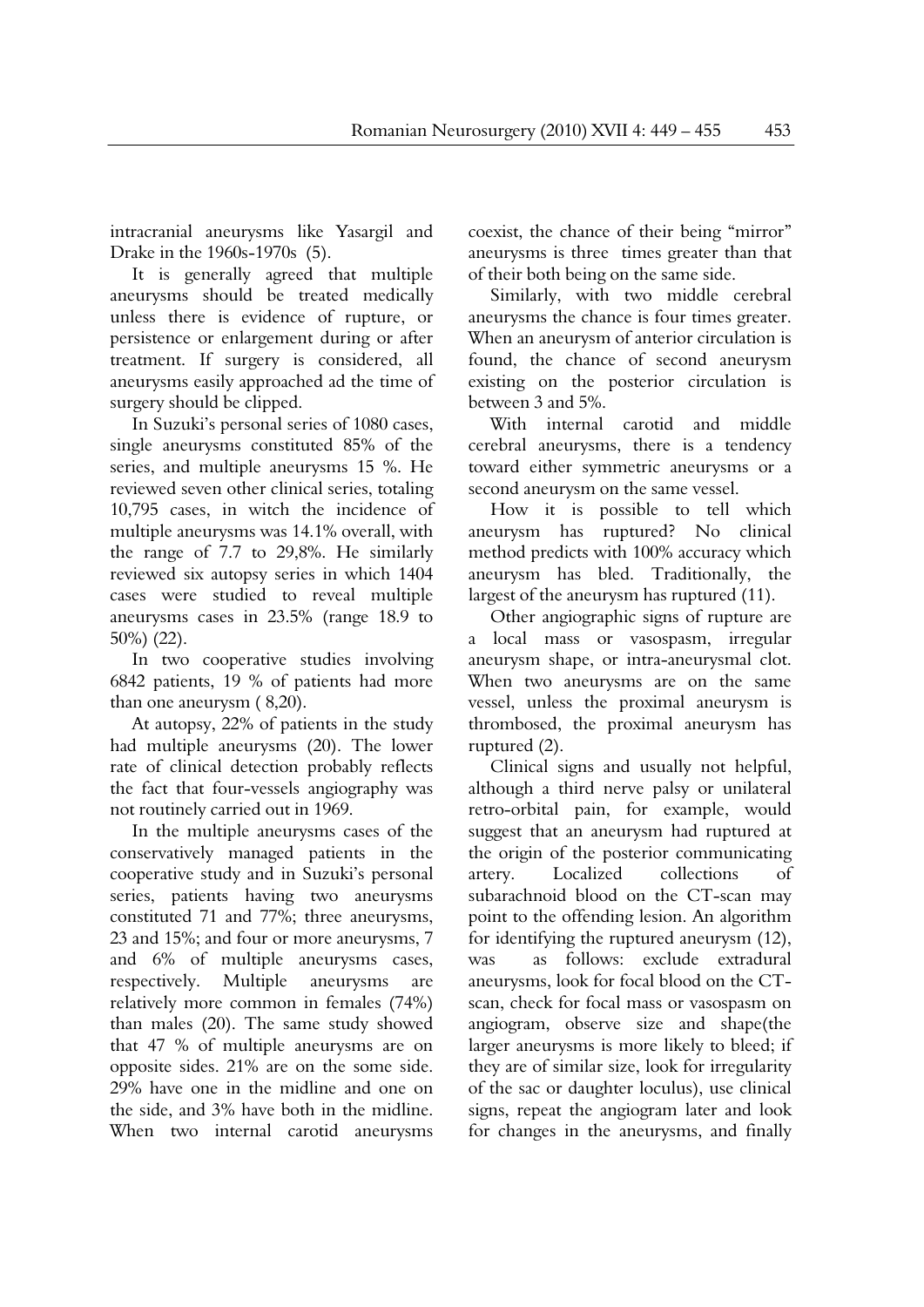intracranial aneurysms like Yasargil and Drake in the 1960s-1970s (5).

It is generally agreed that multiple aneurysms should be treated medically unless there is evidence of rupture, or persistence or enlargement during or after treatment. If surgery is considered, all aneurysms easily approached ad the time of surgery should be clipped.

In Suzuki's personal series of 1080 cases, single aneurysms constituted 85% of the series, and multiple aneurysms 15 %. He reviewed seven other clinical series, totaling 10,795 cases, in witch the incidence of multiple aneurysms was 14.1% overall, with the range of 7.7 to 29,8%. He similarly reviewed six autopsy series in which 1404 cases were studied to reveal multiple aneurysms cases in 23.5% (range 18.9 to 50%) (22).

In two cooperative studies involving 6842 patients, 19 % of patients had more than one aneurysm ( 8,20).

At autopsy, 22% of patients in the study had multiple aneurysms (20). The lower rate of clinical detection probably reflects the fact that four-vessels angiography was not routinely carried out in 1969.

In the multiple aneurysms cases of the conservatively managed patients in the cooperative study and in Suzuki's personal series, patients having two aneurysms constituted 71 and 77%; three aneurysms, 23 and 15%; and four or more aneurysms, 7 and 6% of multiple aneurysms cases, respectively. Multiple aneurysms are relatively more common in females (74%) than males (20). The same study showed that 47 % of multiple aneurysms are on opposite sides. 21% are on the some side. 29% have one in the midline and one on the side, and 3% have both in the midline. When two internal carotid aneurysms coexist, the chance of their being "mirror" aneurysms is three times greater than that of their both being on the same side.

Similarly, with two middle cerebral aneurysms the chance is four times greater. When an aneurysm of anterior circulation is found, the chance of second aneurysm existing on the posterior circulation is between 3 and 5%.

With internal carotid and middle cerebral aneurysms, there is a tendency toward either symmetric aneurysms or a second aneurysm on the same vessel.

How it is possible to tell which aneurysm has ruptured? No clinical method predicts with 100% accuracy which aneurysm has bled. Traditionally, the largest of the aneurysm has ruptured (11).

Other angiographic signs of rupture are a local mass or vasospasm, irregular aneurysm shape, or intra-aneurysmal clot. When two aneurysms are on the same vessel, unless the proximal aneurysm is thrombosed, the proximal aneurysm has ruptured (2).

Clinical signs and usually not helpful, although a third nerve palsy or unilateral retro-orbital pain, for example, would suggest that an aneurysm had ruptured at the origin of the posterior communicating artery. Localized collections of subarachnoid blood on the CT-scan may point to the offending lesion. An algorithm for identifying the ruptured aneurysm (12), was as follows: exclude extradural aneurysms, look for focal blood on the CT-scan, check for focal mass or vasospasm on angiogram, observe size and shape(the larger aneurysms is more likely to bleed; if they are of similar size, look for irregularity of the sac or daughter loculus), use clinical signs, repeat the angiogram later and look for changes in the aneurysms, and finally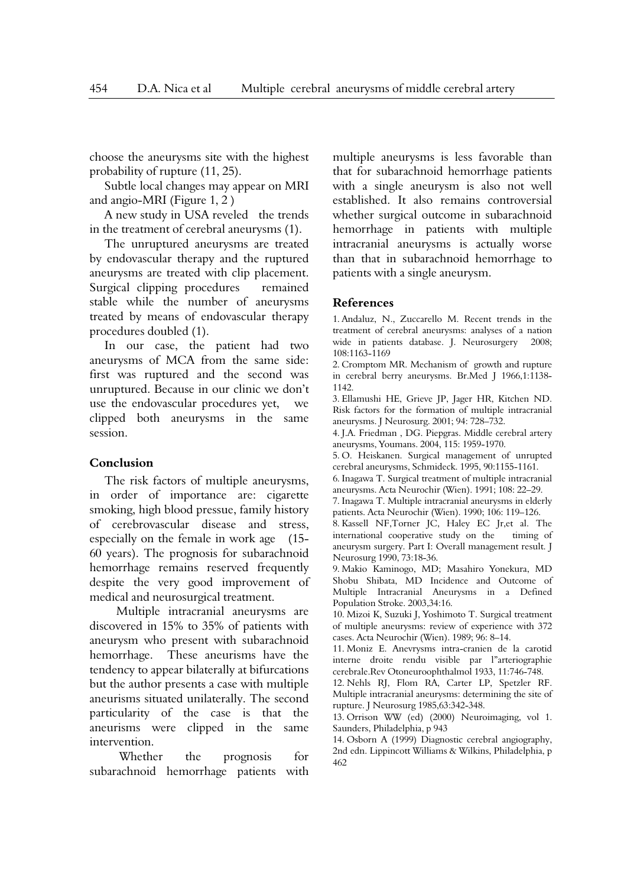choose the aneurysms site with the highest probability of rupture (11, 25).

Subtle local changes may appear on MRI and angio-MRI (Figure 1, 2 )

A new study in USA reveled the trends in the treatment of cerebral aneurysms (1).

The unruptured aneurysms are treated by endovascular therapy and the ruptured aneurysms are treated with clip placement. Surgical clipping procedures remained stable while the number of aneurysms treated by means of endovascular therapy procedures doubled (1).

In our case, the patient had two aneurysms of MCA from the same side: first was ruptured and the second was unruptured. Because in our clinic we don't use the endovascular procedures yet, we clipped both aneurysms in the same session.

## Conclusion

The risk factors of multiple aneurysms, in order of importance are: cigarette smoking, high blood pressue, family history of cerebrovascular disease and stress, especially on the female in work age (15-60 years). The prognosis for subarachnoid hemorrhage remains reserved frequently despite the very good improvement of medical and neurosurgical treatment.

Multiple intracranial aneurysms are discovered in 15% to 35% of patients with aneurysm who present with subarachnoid hemorrhage. These aneurisms have the tendency to appear bilaterally at bifurcations but the author presents a case with multiple aneurisms situated unilaterally. The second particularity of the case is that the aneurisms were clipped in the same intervention.

Whether the prognosis for subarachnoid hemorrhage patients with multiple aneurysms is less favorable than that for subarachnoid hemorrhage patients with a single aneurysm is also not well established. It also remains controversial whether surgical outcome in subarachnoid hemorrhage in patients with multiple intracranial aneurysms is actually worse than that in subarachnoid hemorrhage to patients with a single aneurysm.

## References

1. Andaluz, N., Zuccarello M. Recent trends in the treatment of cerebral aneurysms: analyses of a nation wide in patients database. J. Neurosurgery 2008; 108:1163-1169
2. Cromptom MR. Mechanism of growth and rupture in cerebral berry aneurysms. Br.Med J 1966,1:1138-1142.
3. Ellamushi HE, Grieve JP, Jager HR, Kitchen ND. Risk factors for the formation of multiple intracranial aneurysms. J Neurosurg. 2001; 94: 728–732.
4. J.A. Friedman , DG. Piepgras. Middle cerebral artery aneurysms, Youmans. 2004, 115: 1959-1970.
5. O. Heiskanen. Surgical management of unrupted cerebral aneurysms, Schmideck. 1995, 90:1155-1161.
6. Inagawa T. Surgical treatment of multiple intracranial aneurysms. Acta Neurochir (Wien). 1991; 108: 22–29.
7. Inagawa T. Multiple intracranial aneurysms in elderly patients. Acta Neurochir (Wien). 1990; 106: 119–126.
8. Kassell NF,Torner JC, Haley EC Jr,et al. The international cooperative study on the timing of aneurysm surgery. Part I: Overall management result. J Neurosurg 1990, 73:18-36.
9. Makio Kaminogo, MD; Masahiro Yonekura, MD Shobu Shibata, MD Incidence and Outcome of Multiple Intracranial Aneurysms in a Defined Population Stroke. 2003,34:16.
10. Mizoi K, Suzuki J, Yoshimoto T. Surgical treatment of multiple aneurysms: review of experience with 372 cases. Acta Neurochir (Wien). 1989; 96: 8–14.
11. Moniz E. Anevrysms intra-cranien de la carotid interne droite rendu visible par l"arteriographie cerebrale.Rev Otoneuroophthalmol 1933, 11:746-748.
12. Nehls RJ, Flom RA, Carter LP, Spetzler RF. Multiple intracranial aneurysms: determining the site of rupture. J Neurosurg 1985,63:342-348.
13. Orrison WW (ed) (2000) Neuroimaging, vol 1. Saunders, Philadelphia, p 943
14. Osborn A (1999) Diagnostic cerebral angiography, 2nd edn. Lippincott Williams & Wilkins, Philadelphia, p 462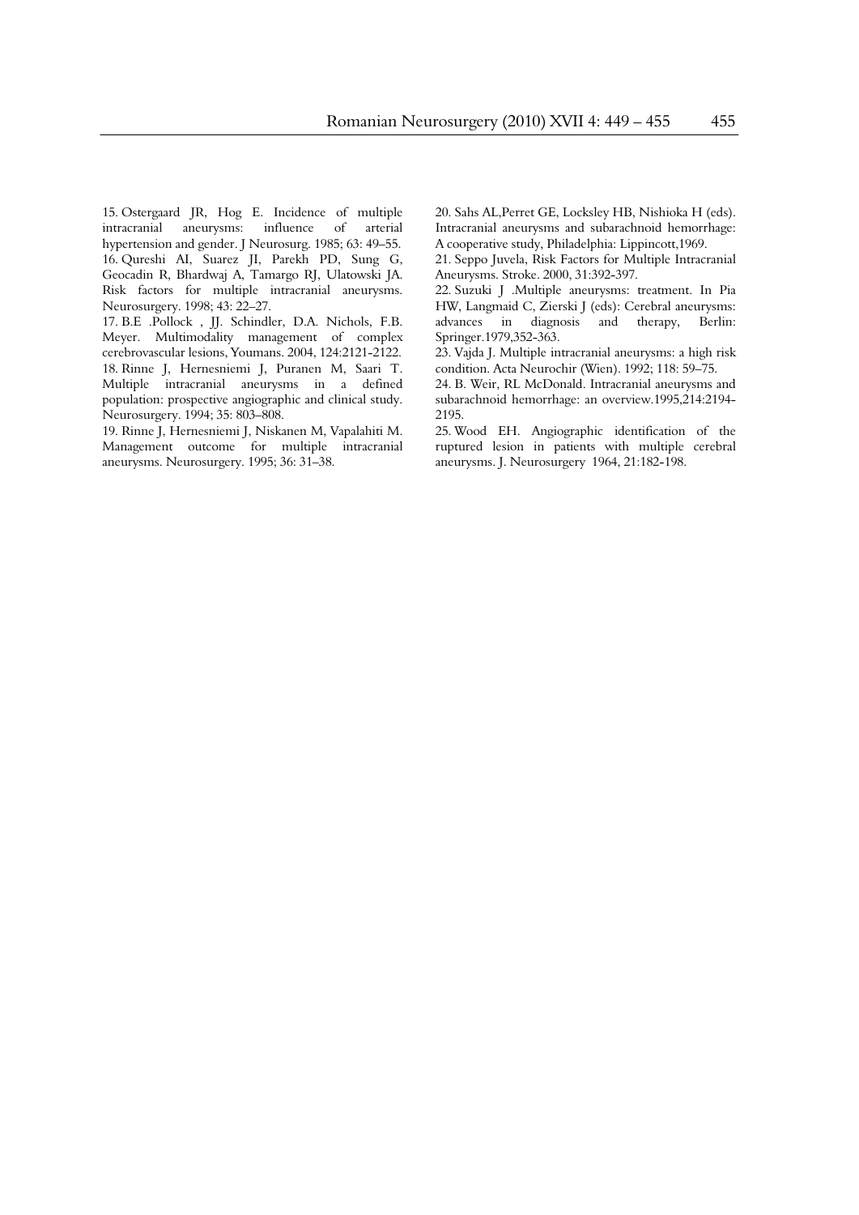15. Ostergaard JR, Hog E. Incidence of multiple intracranial aneurysms: influence of arterial hypertension and gender. J Neurosurg. 1985; 63: 49–55.

16. Qureshi AI, Suarez JI, Parekh PD, Sung G, Geocadin R, Bhardwaj A, Tamargo RJ, Ulatowski JA. Risk factors for multiple intracranial aneurysms. Neurosurgery. 1998; 43: 22–27.

17. B.E .Pollock , JJ. Schindler, D.A. Nichols, F.B. Meyer. Multimodality management of complex cerebrovascular lesions, Youmans. 2004, 124:2121-2122.

18. Rinne J, Hernesniemi J, Puranen M, Saari T. Multiple intracranial aneurysms in a defined population: prospective angiographic and clinical study. Neurosurgery. 1994; 35: 803–808.

19. Rinne J, Hernesniemi J, Niskanen M, Vapalahiti M. Management outcome for multiple intracranial aneurysms. Neurosurgery. 1995; 36: 31–38.

20. Sahs AL,Perret GE, Locksley HB, Nishioka H (eds). Intracranial aneurysms and subarachnoid hemorrhage: A cooperative study, Philadelphia: Lippincott,1969.

21. Seppo Juvela, Risk Factors for Multiple Intracranial Aneurysms. Stroke. 2000, 31:392-397.

22. Suzuki J .Multiple aneurysms: treatment. In Pia HW, Langmaid C, Zierski J (eds): Cerebral aneurysms: advances in diagnosis and therapy, Berlin: Springer.1979,352-363.

23. Vajda J. Multiple intracranial aneurysms: a high risk condition. Acta Neurochir (Wien). 1992; 118: 59–75.

24. B. Weir, RL McDonald. Intracranial aneurysms and subarachnoid hemorrhage: an overview.1995,214:2194-2195.

25. Wood EH. Angiographic identification of the ruptured lesion in patients with multiple cerebral aneurysms. J. Neurosurgery 1964, 21:182-198.